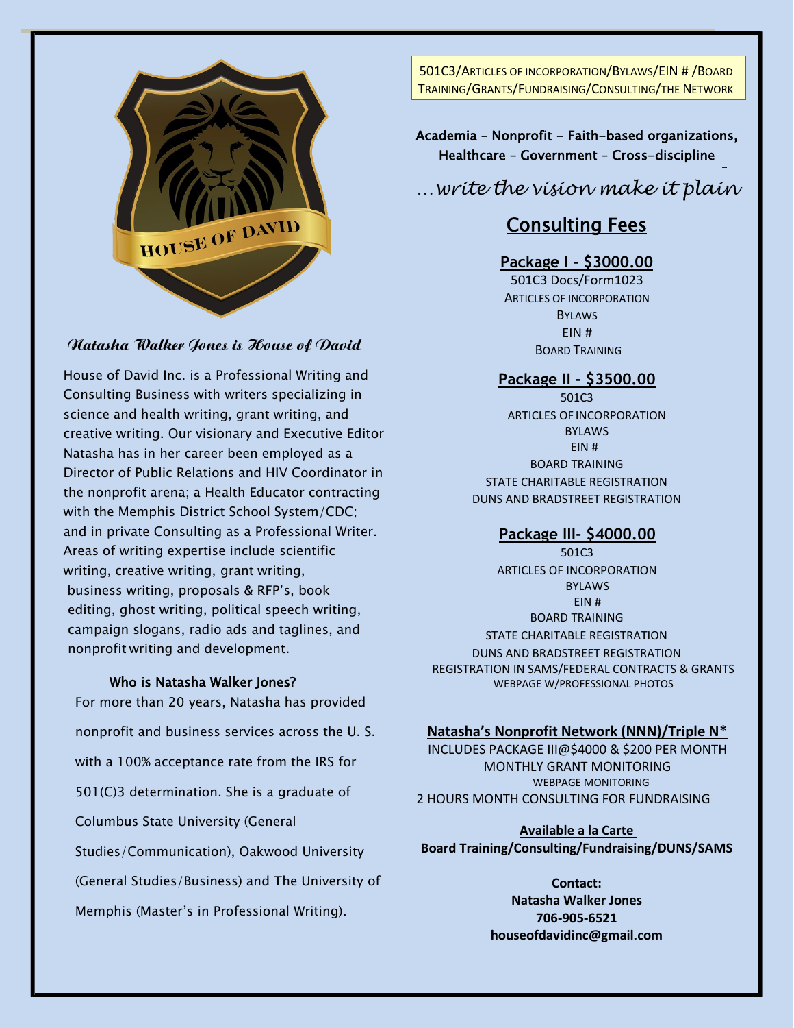HOUSE OF DAVID

### *Natasha Walker Jones is House of David*

House of David Inc. is a Professional Writing and Consulting Business with writers specializing in science and health writing, grant writing, and creative writing. Our visionary and Executive Editor Natasha has in her career been employed as a Director of Public Relations and HIV Coordinator in the nonprofit arena; a Health Educator contracting with the Memphis District School System/CDC; and in private Consulting as a Professional Writer. Areas of writing expertise include scientific writing, creative writing, grant writing, business writing, proposals & RFP's, book editing, ghost writing, political speech writing, campaign slogans, radio ads and taglines, and nonprofit writing and development.

**Who is Natasha Walker Jones?**

For more than 20 years, Natasha has provided nonprofit and business services across the U. S. with a 100% acceptance rate from the IRS for 501(C)3 determination. She is a graduate of Columbus State University (General Studies/Communication), Oakwood University (General Studies/Business) and The University of Memphis (Master's in Professional Writing).

501C3/ARTICLES OF INCORPORATION/BYLAWS/EIN # /BOARD TRAINING/GRANTS/FUNDRAISING/CONSULTING/THE NETWORK

Academia – Nonprofit – Faith-based organizations, Healthcare – Government – Cross-discipline

*…write the vision make it plain*

## Consulting Fees

### Package I - $3000.00

501C3 Docs/Form1023
ARTICLES OF INCORPORATION
BYLAWS
EIN #
BOARD TRAINING

### Package II - $3500.00

501C3
ARTICLES OF INCORPORATION
BYLAWS
EIN #
BOARD TRAINING
STATE CHARITABLE REGISTRATION
DUNS AND BRADSTREET REGISTRATION

### Package III- $4000.00

501C3
ARTICLES OF INCORPORATION
BYLAWS
EIN #
BOARD TRAINING
STATE CHARITABLE REGISTRATION
DUNS AND BRADSTREET REGISTRATION
REGISTRATION IN SAMS/FEDERAL CONTRACTS & GRANTS
WEBPAGE W/PROFESSIONAL PHOTOS

### Natasha's Nonprofit Network (NNN)/Triple N*

INCLUDES PACKAGE III@$4000 & $200 PER MONTH
MONTHLY GRANT MONITORING
WEBPAGE MONITORING
2 HOURS MONTH CONSULTING FOR FUNDRAISING

**Available a la Carte**
**Board Training/Consulting/Fundraising/DUNS/SAMS**

**Contact:**
**Natasha Walker Jones**
**706-905-6521**
**houseofdavidinc@gmail.com**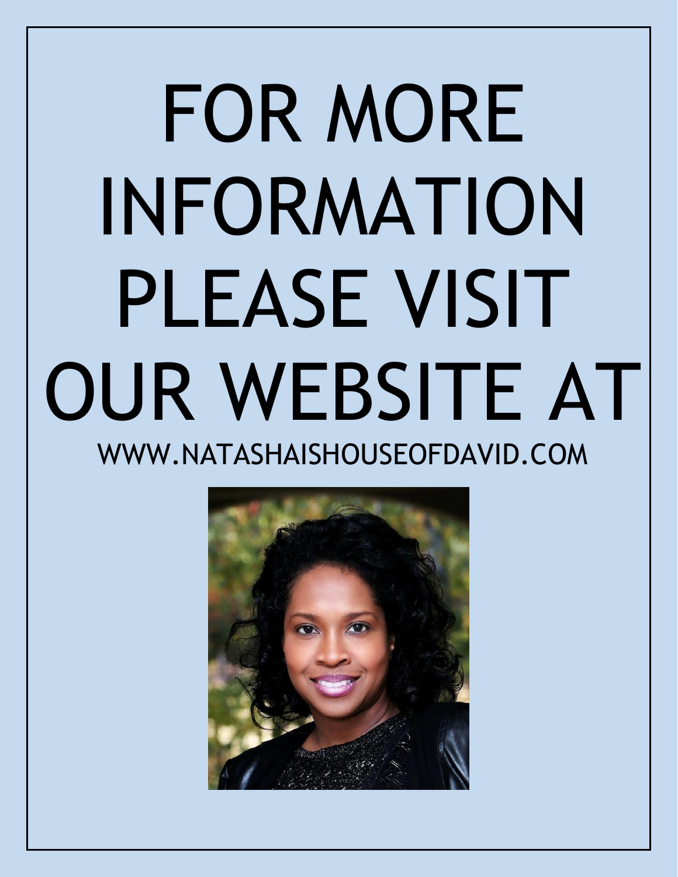# FOR MORE INFORMATION PLEASE VISIT OUR WEBSITE AT

WWW.NATASHAISHOUSEOFDAVID.COM